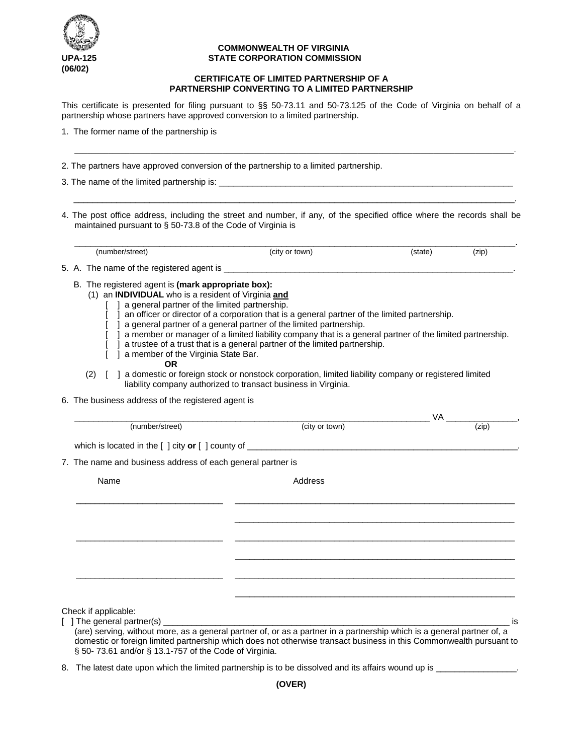UPA-125
(06/02)

**COMMONWEALTH OF VIRGINIA**
**STATE CORPORATION COMMISSION**

**CERTIFICATE OF LIMITED PARTNERSHIP OF A PARTNERSHIP CONVERTING TO A LIMITED PARTNERSHIP**

This certificate is presented for filing pursuant to §§ 50-73.11 and 50-73.125 of the Code of Virginia on behalf of a partnership whose partners have approved conversion to a limited partnership.

1. The former name of the partnership is

_____________________________________________________________________________.

2. The partners have approved conversion of the partnership to a limited partnership.

3. The name of the limited partnership is: ______________________________________________

_____________________________________________________________________________.

4. The post office address, including the street and number, if any, of the specified office where the records shall be maintained pursuant to § 50-73.8 of the Code of Virginia is

_____________________________________________________________________________.
(number/street) (city or town) (state) (zip)

5. A. The name of the registered agent is ______________________________________________.

B. The registered agent is **(mark appropriate box):**
(1) an **INDIVIDUAL** who is a resident of Virginia **and**
[ ] a general partner of the limited partnership.
[ ] an officer or director of a corporation that is a general partner of the limited partnership.
[ ] a general partner of a general partner of the limited partnership.
[ ] a member or manager of a limited liability company that is a general partner of the limited partnership.
[ ] a trustee of a trust that is a general partner of the limited partnership.
[ ] a member of the Virginia State Bar.
**OR**
(2) [ ] a domestic or foreign stock or nonstock corporation, limited liability company or registered limited liability company authorized to transact business in Virginia.

6. The business address of the registered agent is

___________________________________________________________ VA ______________,
(number/street) (city or town) (zip)

which is located in the [ ] city **or** [ ] county of ______________________________________.

7. The name and business address of each general partner is

| Name | Address |
|---|---|
| _______________________ | _____________________________________________ |
| | _____________________________________________ |
| _______________________ | _____________________________________________ |
| | _____________________________________________ |
| _______________________ | _____________________________________________ |
| | _____________________________________________ |

Check if applicable:
[ ] The general partner(s) ______________________________________________________ is (are) serving, without more, as a general partner of, or as a partner in a partnership which is a general partner of, a domestic or foreign limited partnership which does not otherwise transact business in this Commonwealth pursuant to § 50- 73.61 and/or § 13.1-757 of the Code of Virginia.

8. The latest date upon which the limited partnership is to be dissolved and its affairs wound up is ________________.

**(OVER)**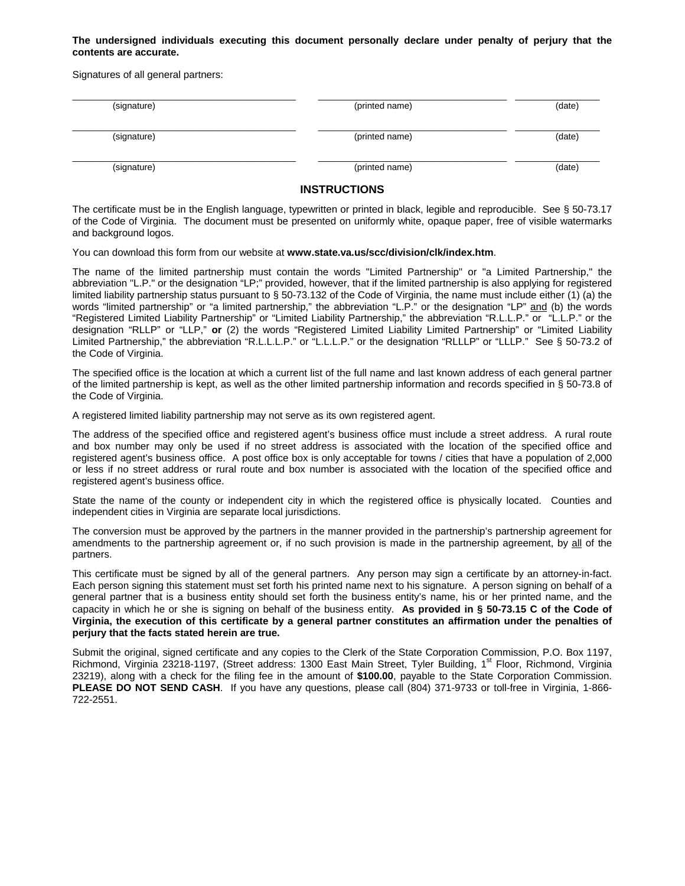**The undersigned individuals executing this document personally declare under penalty of perjury that the contents are accurate.**

Signatures of all general partners:

| | | |
|---|---|---|
| (signature) | (printed name) | (date) |
| (signature) | (printed name) | (date) |
| (signature) | (printed name) | (date) |

## INSTRUCTIONS

The certificate must be in the English language, typewritten or printed in black, legible and reproducible. See § 50-73.17 of the Code of Virginia. The document must be presented on uniformly white, opaque paper, free of visible watermarks and background logos.

You can download this form from our website at **www.state.va.us/scc/division/clk/index.htm**.

The name of the limited partnership must contain the words "Limited Partnership" or "a Limited Partnership," the abbreviation "L.P." or the designation "LP;" provided, however, that if the limited partnership is also applying for registered limited liability partnership status pursuant to § 50-73.132 of the Code of Virginia, the name must include either (1) (a) the words "limited partnership" or "a limited partnership," the abbreviation "L.P." or the designation "LP" and (b) the words "Registered Limited Liability Partnership" or "Limited Liability Partnership," the abbreviation "R.L.L.P." or "L.L.P." or the designation "RLLP" or "LLP," **or** (2) the words "Registered Limited Liability Limited Partnership" or "Limited Liability Limited Partnership," the abbreviation "R.L.L.L.P." or "L.L.L.P." or the designation "RLLLP" or "LLLP." See § 50-73.2 of the Code of Virginia.

The specified office is the location at which a current list of the full name and last known address of each general partner of the limited partnership is kept, as well as the other limited partnership information and records specified in § 50-73.8 of the Code of Virginia.

A registered limited liability partnership may not serve as its own registered agent.

The address of the specified office and registered agent's business office must include a street address. A rural route and box number may only be used if no street address is associated with the location of the specified office and registered agent's business office. A post office box is only acceptable for towns / cities that have a population of 2,000 or less if no street address or rural route and box number is associated with the location of the specified office and registered agent's business office.

State the name of the county or independent city in which the registered office is physically located. Counties and independent cities in Virginia are separate local jurisdictions.

The conversion must be approved by the partners in the manner provided in the partnership's partnership agreement for amendments to the partnership agreement or, if no such provision is made in the partnership agreement, by all of the partners.

This certificate must be signed by all of the general partners. Any person may sign a certificate by an attorney-in-fact. Each person signing this statement must set forth his printed name next to his signature. A person signing on behalf of a general partner that is a business entity should set forth the business entity's name, his or her printed name, and the capacity in which he or she is signing on behalf of the business entity. **As provided in § 50-73.15 C of the Code of Virginia, the execution of this certificate by a general partner constitutes an affirmation under the penalties of perjury that the facts stated herein are true.**

Submit the original, signed certificate and any copies to the Clerk of the State Corporation Commission, P.O. Box 1197, Richmond, Virginia 23218-1197, (Street address: 1300 East Main Street, Tyler Building, 1st Floor, Richmond, Virginia 23219), along with a check for the filing fee in the amount of **$100.00**, payable to the State Corporation Commission. **PLEASE DO NOT SEND CASH**. If you have any questions, please call (804) 371-9733 or toll-free in Virginia, 1-866-722-2551.